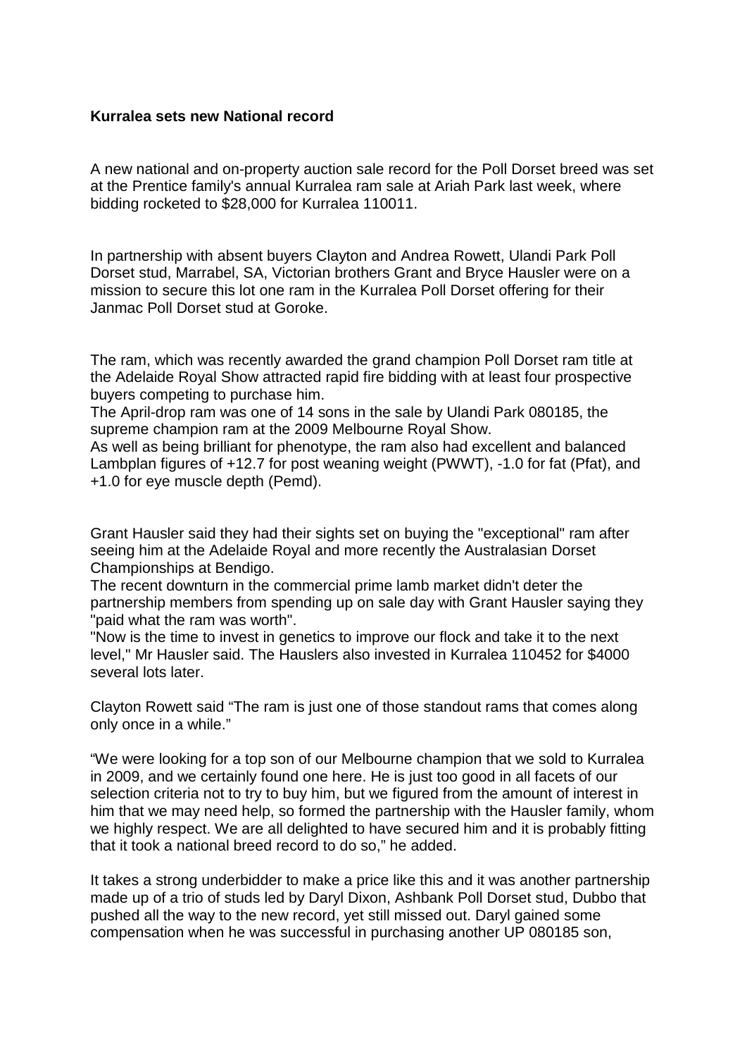**Kurralea sets new National record**

A new national and on-property auction sale record for the Poll Dorset breed was set at the Prentice family's annual Kurralea ram sale at Ariah Park last week, where bidding rocketed to $28,000 for Kurralea 110011.

In partnership with absent buyers Clayton and Andrea Rowett, Ulandi Park Poll Dorset stud, Marrabel, SA, Victorian brothers Grant and Bryce Hausler were on a mission to secure this lot one ram in the Kurralea Poll Dorset offering for their Janmac Poll Dorset stud at Goroke.

The ram, which was recently awarded the grand champion Poll Dorset ram title at the Adelaide Royal Show attracted rapid fire bidding with at least four prospective buyers competing to purchase him.
The April-drop ram was one of 14 sons in the sale by Ulandi Park 080185, the supreme champion ram at the 2009 Melbourne Royal Show.
As well as being brilliant for phenotype, the ram also had excellent and balanced Lambplan figures of +12.7 for post weaning weight (PWWT), -1.0 for fat (Pfat), and +1.0 for eye muscle depth (Pemd).

Grant Hausler said they had their sights set on buying the "exceptional" ram after seeing him at the Adelaide Royal and more recently the Australasian Dorset Championships at Bendigo.
The recent downturn in the commercial prime lamb market didn't deter the partnership members from spending up on sale day with Grant Hausler saying they "paid what the ram was worth".
"Now is the time to invest in genetics to improve our flock and take it to the next level," Mr Hausler said. The Hauslers also invested in Kurralea 110452 for $4000 several lots later.

Clayton Rowett said “The ram is just one of those standout rams that comes along only once in a while.”

“We were looking for a top son of our Melbourne champion that we sold to Kurralea in 2009, and we certainly found one here. He is just too good in all facets of our selection criteria not to try to buy him, but we figured from the amount of interest in him that we may need help, so formed the partnership with the Hausler family, whom we highly respect. We are all delighted to have secured him and it is probably fitting that it took a national breed record to do so,” he added.

It takes a strong underbidder to make a price like this and it was another partnership made up of a trio of studs led by Daryl Dixon, Ashbank Poll Dorset stud, Dubbo that pushed all the way to the new record, yet still missed out. Daryl gained some compensation when he was successful in purchasing another UP 080185 son,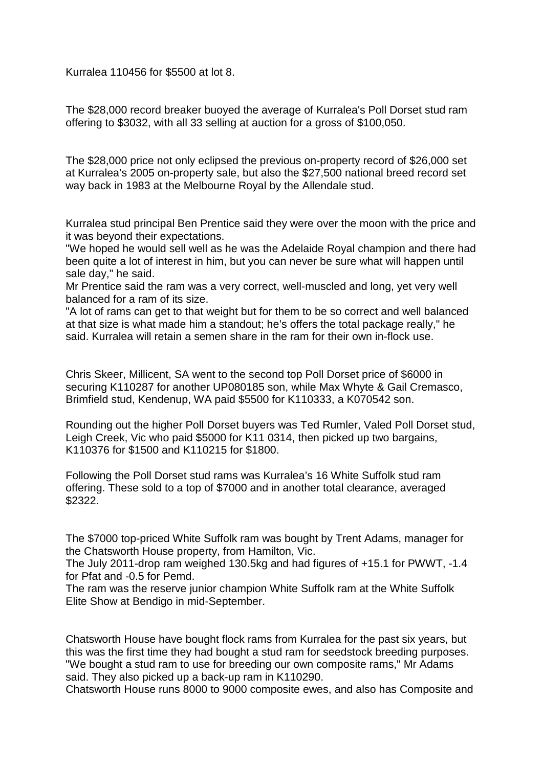Kurralea 110456 for $5500 at lot 8.

The $28,000 record breaker buoyed the average of Kurralea's Poll Dorset stud ram offering to $3032, with all 33 selling at auction for a gross of $100,050.

The $28,000 price not only eclipsed the previous on-property record of $26,000 set at Kurralea's 2005 on-property sale, but also the $27,500 national breed record set way back in 1983 at the Melbourne Royal by the Allendale stud.

Kurralea stud principal Ben Prentice said they were over the moon with the price and it was beyond their expectations.
"We hoped he would sell well as he was the Adelaide Royal champion and there had been quite a lot of interest in him, but you can never be sure what will happen until sale day," he said.
Mr Prentice said the ram was a very correct, well-muscled and long, yet very well balanced for a ram of its size.
"A lot of rams can get to that weight but for them to be so correct and well balanced at that size is what made him a standout; he's offers the total package really," he said. Kurralea will retain a semen share in the ram for their own in-flock use.

Chris Skeer, Millicent, SA went to the second top Poll Dorset price of $6000 in securing K110287 for another UP080185 son, while Max Whyte & Gail Cremasco, Brimfield stud, Kendenup, WA paid $5500 for K110333, a K070542 son.

Rounding out the higher Poll Dorset buyers was Ted Rumler, Valed Poll Dorset stud, Leigh Creek, Vic who paid $5000 for K11 0314, then picked up two bargains, K110376 for $1500 and K110215 for $1800.

Following the Poll Dorset stud rams was Kurralea's 16 White Suffolk stud ram offering. These sold to a top of $7000 and in another total clearance, averaged $2322.

The $7000 top-priced White Suffolk ram was bought by Trent Adams, manager for the Chatsworth House property, from Hamilton, Vic.
The July 2011-drop ram weighed 130.5kg and had figures of +15.1 for PWWT, -1.4 for Pfat and -0.5 for Pemd.
The ram was the reserve junior champion White Suffolk ram at the White Suffolk Elite Show at Bendigo in mid-September.

Chatsworth House have bought flock rams from Kurralea for the past six years, but this was the first time they had bought a stud ram for seedstock breeding purposes.
"We bought a stud ram to use for breeding our own composite rams," Mr Adams said. They also picked up a back-up ram in K110290.
Chatsworth House runs 8000 to 9000 composite ewes, and also has Composite and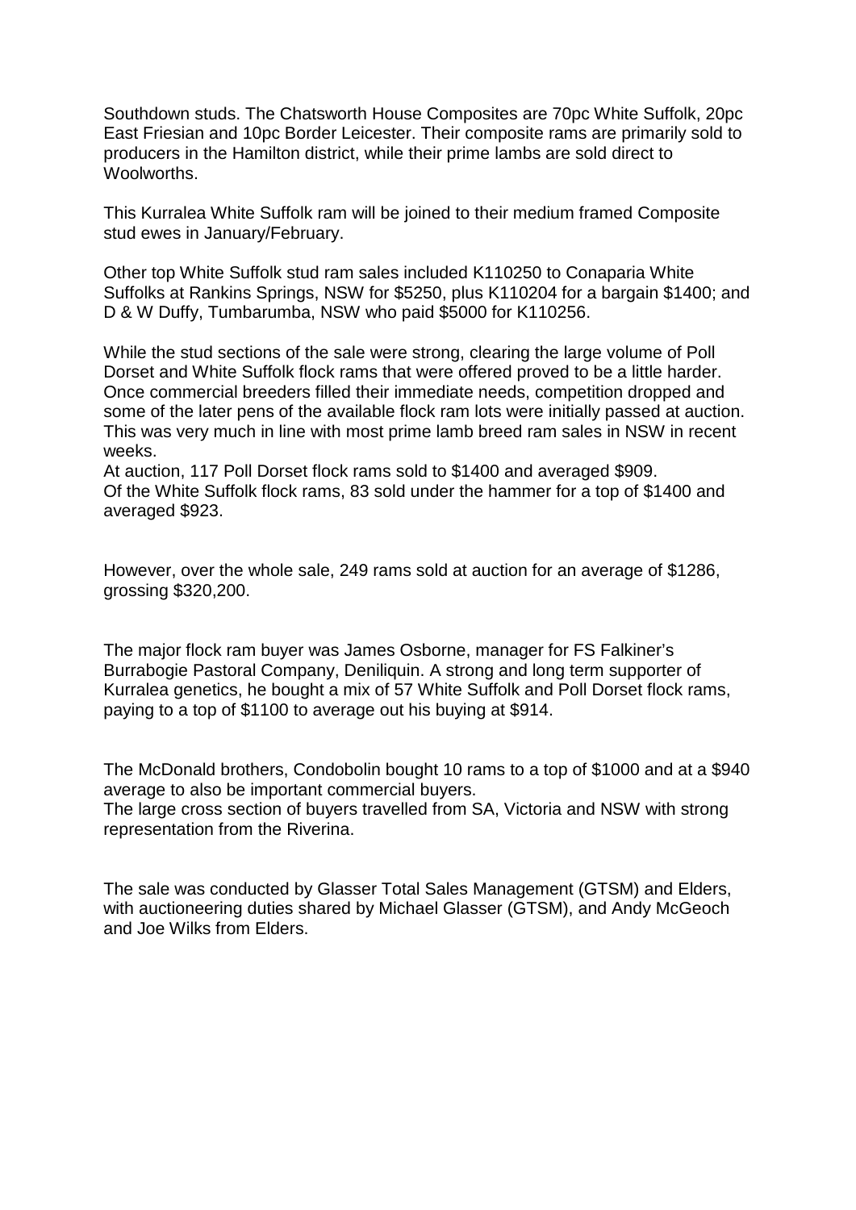Southdown studs. The Chatsworth House Composites are 70pc White Suffolk, 20pc East Friesian and 10pc Border Leicester. Their composite rams are primarily sold to producers in the Hamilton district, while their prime lambs are sold direct to Woolworths.

This Kurralea White Suffolk ram will be joined to their medium framed Composite stud ewes in January/February.

Other top White Suffolk stud ram sales included K110250 to Conaparia White Suffolks at Rankins Springs, NSW for $5250, plus K110204 for a bargain $1400; and D & W Duffy, Tumbarumba, NSW who paid $5000 for K110256.

While the stud sections of the sale were strong, clearing the large volume of Poll Dorset and White Suffolk flock rams that were offered proved to be a little harder. Once commercial breeders filled their immediate needs, competition dropped and some of the later pens of the available flock ram lots were initially passed at auction. This was very much in line with most prime lamb breed ram sales in NSW in recent weeks.

At auction, 117 Poll Dorset flock rams sold to $1400 and averaged $909.
Of the White Suffolk flock rams, 83 sold under the hammer for a top of $1400 and averaged $923.

However, over the whole sale, 249 rams sold at auction for an average of $1286, grossing $320,200.

The major flock ram buyer was James Osborne, manager for FS Falkiner's Burrabogie Pastoral Company, Deniliquin. A strong and long term supporter of Kurralea genetics, he bought a mix of 57 White Suffolk and Poll Dorset flock rams, paying to a top of $1100 to average out his buying at $914.

The McDonald brothers, Condobolin bought 10 rams to a top of $1000 and at a $940 average to also be important commercial buyers.
The large cross section of buyers travelled from SA, Victoria and NSW with strong representation from the Riverina.

The sale was conducted by Glasser Total Sales Management (GTSM) and Elders, with auctioneering duties shared by Michael Glasser (GTSM), and Andy McGeoch and Joe Wilks from Elders.